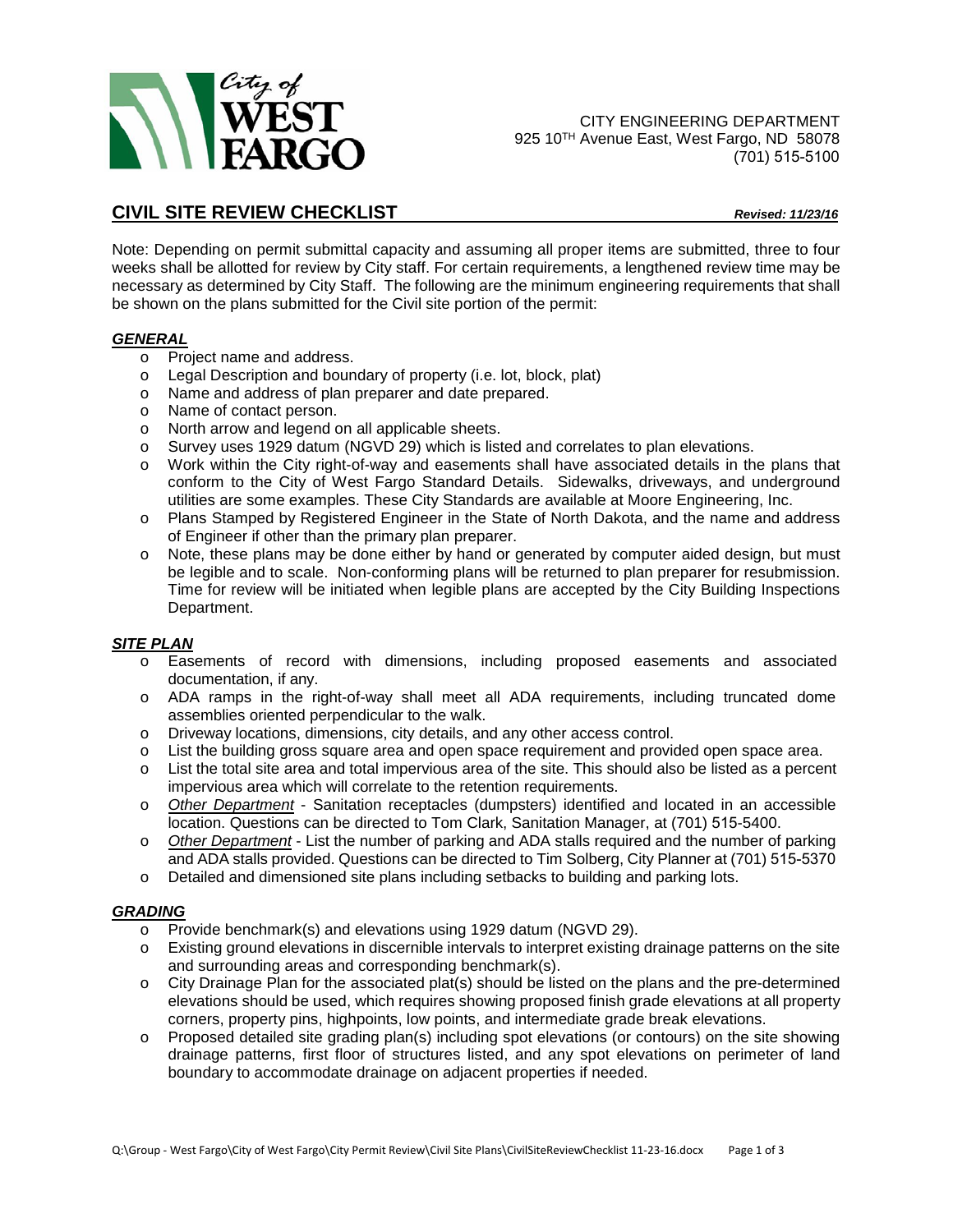City of WEST FARGO

CITY ENGINEERING DEPARTMENT
925 10TH Avenue East, West Fargo, ND 58078
(701) 515-5100

## CIVIL SITE REVIEW CHECKLIST

***Revised: 11/23/16***

Note: Depending on permit submittal capacity and assuming all proper items are submitted, three to four weeks shall be allotted for review by City staff. For certain requirements, a lengthened review time may be necessary as determined by City Staff. The following are the minimum engineering requirements that shall be shown on the plans submitted for the Civil site portion of the permit:

### ***GENERAL***

- Project name and address.
- Legal Description and boundary of property (i.e. lot, block, plat)
- Name and address of plan preparer and date prepared.
- Name of contact person.
- North arrow and legend on all applicable sheets.
- Survey uses 1929 datum (NGVD 29) which is listed and correlates to plan elevations.
- Work within the City right-of-way and easements shall have associated details in the plans that conform to the City of West Fargo Standard Details. Sidewalks, driveways, and underground utilities are some examples. These City Standards are available at Moore Engineering, Inc.
- Plans Stamped by Registered Engineer in the State of North Dakota, and the name and address of Engineer if other than the primary plan preparer.
- Note, these plans may be done either by hand or generated by computer aided design, but must be legible and to scale. Non-conforming plans will be returned to plan preparer for resubmission. Time for review will be initiated when legible plans are accepted by the City Building Inspections Department.

### ***SITE PLAN***

- Easements of record with dimensions, including proposed easements and associated documentation, if any.
- ADA ramps in the right-of-way shall meet all ADA requirements, including truncated dome assemblies oriented perpendicular to the walk.
- Driveway locations, dimensions, city details, and any other access control.
- List the building gross square area and open space requirement and provided open space area.
- List the total site area and total impervious area of the site. This should also be listed as a percent impervious area which will correlate to the retention requirements.
- *Other Department* - Sanitation receptacles (dumpsters) identified and located in an accessible location. Questions can be directed to Tom Clark, Sanitation Manager, at (701) 515-5400.
- *Other Department* - List the number of parking and ADA stalls required and the number of parking and ADA stalls provided. Questions can be directed to Tim Solberg, City Planner at (701) 515-5370
- Detailed and dimensioned site plans including setbacks to building and parking lots.

### ***GRADING***

- Provide benchmark(s) and elevations using 1929 datum (NGVD 29).
- Existing ground elevations in discernible intervals to interpret existing drainage patterns on the site and surrounding areas and corresponding benchmark(s).
- City Drainage Plan for the associated plat(s) should be listed on the plans and the pre-determined elevations should be used, which requires showing proposed finish grade elevations at all property corners, property pins, highpoints, low points, and intermediate grade break elevations.
- Proposed detailed site grading plan(s) including spot elevations (or contours) on the site showing drainage patterns, first floor of structures listed, and any spot elevations on perimeter of land boundary to accommodate drainage on adjacent properties if needed.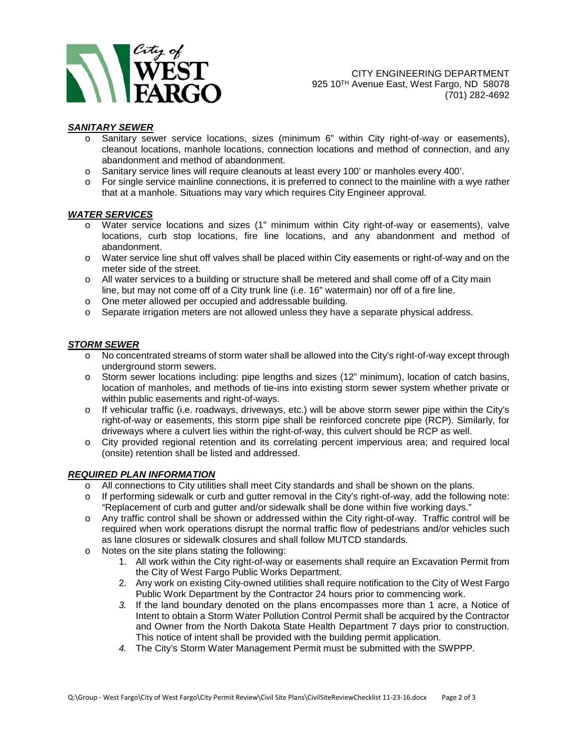CITY ENGINEERING DEPARTMENT
925 10TH Avenue East, West Fargo, ND 58078
(701) 282-4692

### ***SANITARY SEWER***

- Sanitary sewer service locations, sizes (minimum 6" within City right-of-way or easements), cleanout locations, manhole locations, connection locations and method of connection, and any abandonment and method of abandonment.
- Sanitary service lines will require cleanouts at least every 100' or manholes every 400'.
- For single service mainline connections, it is preferred to connect to the mainline with a wye rather that at a manhole. Situations may vary which requires City Engineer approval.

### ***WATER SERVICES***

- Water service locations and sizes (1" minimum within City right-of-way or easements), valve locations, curb stop locations, fire line locations, and any abandonment and method of abandonment.
- Water service line shut off valves shall be placed within City easements or right-of-way and on the meter side of the street.
- All water services to a building or structure shall be metered and shall come off of a City main line, but may not come off of a City trunk line (i.e. 16" watermain) nor off of a fire line.
- One meter allowed per occupied and addressable building.
- Separate irrigation meters are not allowed unless they have a separate physical address.

### ***STORM SEWER***

- No concentrated streams of storm water shall be allowed into the City's right-of-way except through underground storm sewers.
- Storm sewer locations including: pipe lengths and sizes (12" minimum), location of catch basins, location of manholes, and methods of tie-ins into existing storm sewer system whether private or within public easements and right-of-ways.
- If vehicular traffic (i.e. roadways, driveways, etc.) will be above storm sewer pipe within the City's right-of-way or easements, this storm pipe shall be reinforced concrete pipe (RCP). Similarly, for driveways where a culvert lies within the right-of-way, this culvert should be RCP as well.
- City provided regional retention and its correlating percent impervious area; and required local (onsite) retention shall be listed and addressed.

### ***REQUIRED PLAN INFORMATION***

- All connections to City utilities shall meet City standards and shall be shown on the plans.
- If performing sidewalk or curb and gutter removal in the City's right-of-way, add the following note: "Replacement of curb and gutter and/or sidewalk shall be done within five working days."
- Any traffic control shall be shown or addressed within the City right-of-way. Traffic control will be required when work operations disrupt the normal traffic flow of pedestrians and/or vehicles such as lane closures or sidewalk closures and shall follow MUTCD standards.
- Notes on the site plans stating the following:
  1. All work within the City right-of-way or easements shall require an Excavation Permit from the City of West Fargo Public Works Department.
  2. Any work on existing City-owned utilities shall require notification to the City of West Fargo Public Work Department by the Contractor 24 hours prior to commencing work.
  3. If the land boundary denoted on the plans encompasses more than 1 acre, a Notice of Intent to obtain a Storm Water Pollution Control Permit shall be acquired by the Contractor and Owner from the North Dakota State Health Department 7 days prior to construction. This notice of intent shall be provided with the building permit application.
  4. The City's Storm Water Management Permit must be submitted with the SWPPP.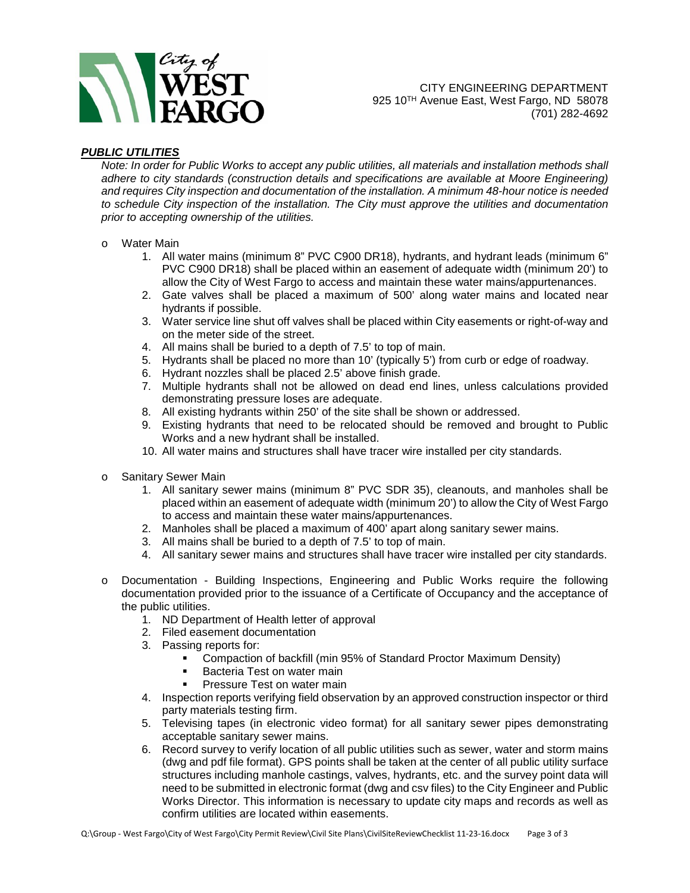CITY ENGINEERING DEPARTMENT
925 10TH Avenue East, West Fargo, ND 58078
(701) 282-4692

## ***PUBLIC UTILITIES***

*Note: In order for Public Works to accept any public utilities, all materials and installation methods shall adhere to city standards (construction details and specifications are available at Moore Engineering) and requires City inspection and documentation of the installation. A minimum 48-hour notice is needed to schedule City inspection of the installation. The City must approve the utilities and documentation prior to accepting ownership of the utilities.*

- Water Main
  1. All water mains (minimum 8" PVC C900 DR18), hydrants, and hydrant leads (minimum 6" PVC C900 DR18) shall be placed within an easement of adequate width (minimum 20') to allow the City of West Fargo to access and maintain these water mains/appurtenances.
  2. Gate valves shall be placed a maximum of 500' along water mains and located near hydrants if possible.
  3. Water service line shut off valves shall be placed within City easements or right-of-way and on the meter side of the street.
  4. All mains shall be buried to a depth of 7.5' to top of main.
  5. Hydrants shall be placed no more than 10' (typically 5') from curb or edge of roadway.
  6. Hydrant nozzles shall be placed 2.5' above finish grade.
  7. Multiple hydrants shall not be allowed on dead end lines, unless calculations provided demonstrating pressure loses are adequate.
  8. All existing hydrants within 250' of the site shall be shown or addressed.
  9. Existing hydrants that need to be relocated should be removed and brought to Public Works and a new hydrant shall be installed.
  10. All water mains and structures shall have tracer wire installed per city standards.

- Sanitary Sewer Main
  1. All sanitary sewer mains (minimum 8" PVC SDR 35), cleanouts, and manholes shall be placed within an easement of adequate width (minimum 20') to allow the City of West Fargo to access and maintain these water mains/appurtenances.
  2. Manholes shall be placed a maximum of 400' apart along sanitary sewer mains.
  3. All mains shall be buried to a depth of 7.5' to top of main.
  4. All sanitary sewer mains and structures shall have tracer wire installed per city standards.

- Documentation - Building Inspections, Engineering and Public Works require the following documentation provided prior to the issuance of a Certificate of Occupancy and the acceptance of the public utilities.
  1. ND Department of Health letter of approval
  2. Filed easement documentation
  3. Passing reports for:
     - Compaction of backfill (min 95% of Standard Proctor Maximum Density)
     - Bacteria Test on water main
     - Pressure Test on water main
  4. Inspection reports verifying field observation by an approved construction inspector or third party materials testing firm.
  5. Televising tapes (in electronic video format) for all sanitary sewer pipes demonstrating acceptable sanitary sewer mains.
  6. Record survey to verify location of all public utilities such as sewer, water and storm mains (dwg and pdf file format). GPS points shall be taken at the center of all public utility surface structures including manhole castings, valves, hydrants, etc. and the survey point data will need to be submitted in electronic format (dwg and csv files) to the City Engineer and Public Works Director. This information is necessary to update city maps and records as well as confirm utilities are located within easements.

Q:\Group - West Fargo\City of West Fargo\City Permit Review\Civil Site Plans\CivilSiteReviewChecklist 11-23-16.docx